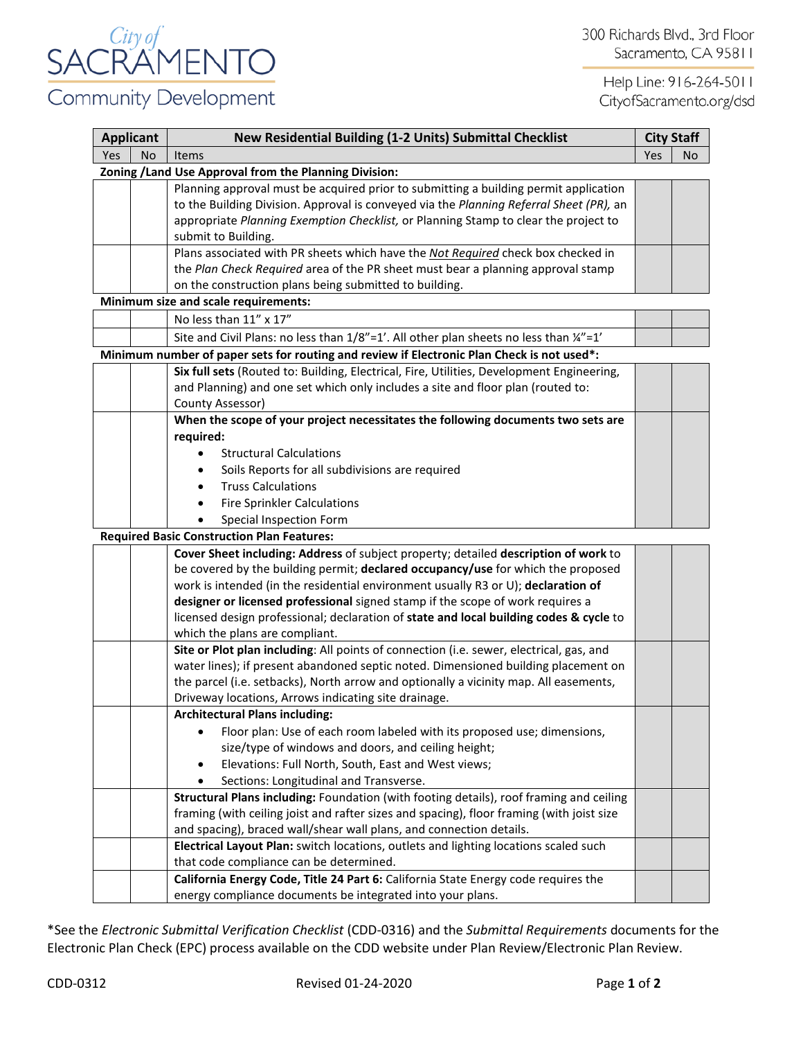City of SACRAMENTO Community Development

300 Richards Blvd., 3rd Floor
Sacramento, CA 95811

Help Line: 916-264-5011
CityofSacramento.org/dsd

| Applicant | | New Residential Building (1-2 Units) Submittal Checklist | City Staff | |
|---|---|---|---|---|
| Yes | No | Items | Yes | No |
| **Zoning /Land Use Approval from the Planning Division:** | | | | |
| | | Planning approval must be acquired prior to submitting a building permit application to the Building Division. Approval is conveyed via the *Planning Referral Sheet (PR),* an appropriate *Planning Exemption Checklist,* or Planning Stamp to clear the project to submit to Building. | | |
| | | Plans associated with PR sheets which have the *Not Required* check box checked in the *Plan Check Required* area of the PR sheet must bear a planning approval stamp on the construction plans being submitted to building. | | |
| **Minimum size and scale requirements:** | | | | |
| | | No less than 11" x 17" | | |
| | | Site and Civil Plans: no less than 1/8"=1'. All other plan sheets no less than ¼"=1' | | |
| **Minimum number of paper sets for routing and review if Electronic Plan Check is not used\*:** | | | | |
| | | **Six full sets** (Routed to: Building, Electrical, Fire, Utilities, Development Engineering, and Planning) and one set which only includes a site and floor plan (routed to: County Assessor) | | |
| | | **When the scope of your project necessitates the following documents two sets are required:** <br>• Structural Calculations <br>• Soils Reports for all subdivisions are required <br>• Truss Calculations <br>• Fire Sprinkler Calculations <br>• Special Inspection Form | | |
| **Required Basic Construction Plan Features:** | | | | |
| | | **Cover Sheet including: Address** of subject property; detailed **description of work** to be covered by the building permit; **declared occupancy/use** for which the proposed work is intended (in the residential environment usually R3 or U); **declaration of designer or licensed professional** signed stamp if the scope of work requires a licensed design professional; declaration of **state and local building codes & cycle** to which the plans are compliant. | | |
| | | **Site or Plot plan including**: All points of connection (i.e. sewer, electrical, gas, and water lines); if present abandoned septic noted. Dimensioned building placement on the parcel (i.e. setbacks), North arrow and optionally a vicinity map. All easements, Driveway locations, Arrows indicating site drainage. | | |
| | | **Architectural Plans including:** <br>• Floor plan: Use of each room labeled with its proposed use; dimensions, size/type of windows and doors, and ceiling height; <br>• Elevations: Full North, South, East and West views; <br>• Sections: Longitudinal and Transverse. | | |
| | | **Structural Plans including:** Foundation (with footing details), roof framing and ceiling framing (with ceiling joist and rafter sizes and spacing), floor framing (with joist size and spacing), braced wall/shear wall plans, and connection details. | | |
| | | **Electrical Layout Plan:** switch locations, outlets and lighting locations scaled such that code compliance can be determined. | | |
| | | **California Energy Code, Title 24 Part 6:** California State Energy code requires the energy compliance documents be integrated into your plans. | | |

\*See the *Electronic Submittal Verification Checklist* (CDD-0316) and the *Submittal Requirements* documents for the Electronic Plan Check (EPC) process available on the CDD website under Plan Review/Electronic Plan Review.

CDD-0312 Revised 01-24-2020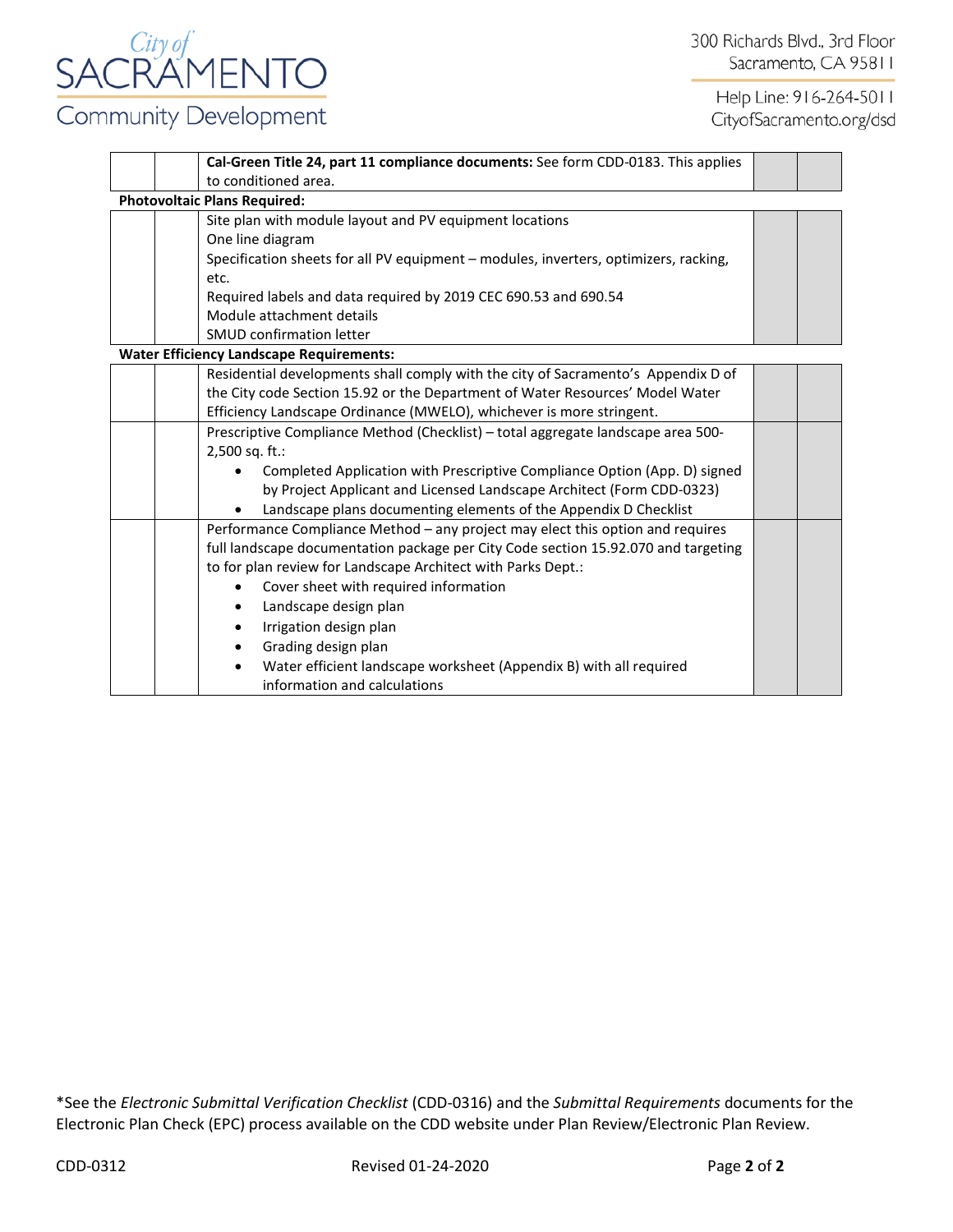| | | | | |
|---|---|---|---|---|
| | | **Cal-Green Title 24, part 11 compliance documents:** See form CDD-0183. This applies to conditioned area. | | |
| **Photovoltaic Plans Required:** | | | | |
| | | Site plan with module layout and PV equipment locations<br>One line diagram<br>Specification sheets for all PV equipment – modules, inverters, optimizers, racking, etc.<br>Required labels and data required by 2019 CEC 690.53 and 690.54<br>Module attachment details<br>SMUD confirmation letter | | |
| **Water Efficiency Landscape Requirements:** | | | | |
| | | Residential developments shall comply with the city of Sacramento's Appendix D of the City code Section 15.92 or the Department of Water Resources' Model Water Efficiency Landscape Ordinance (MWELO), whichever is more stringent. | | |
| | | Prescriptive Compliance Method (Checklist) – total aggregate landscape area 500-2,500 sq. ft.:<br>• Completed Application with Prescriptive Compliance Option (App. D) signed by Project Applicant and Licensed Landscape Architect (Form CDD-0323)<br>• Landscape plans documenting elements of the Appendix D Checklist | | |
| | | Performance Compliance Method – any project may elect this option and requires full landscape documentation package per City Code section 15.92.070 and targeting to for plan review for Landscape Architect with Parks Dept.:<br>• Cover sheet with required information<br>• Landscape design plan<br>• Irrigation design plan<br>• Grading design plan<br>• Water efficient landscape worksheet (Appendix B) with all required information and calculations | | |

*See the *Electronic Submittal Verification Checklist* (CDD-0316) and the *Submittal Requirements* documents for the Electronic Plan Check (EPC) process available on the CDD website under Plan Review/Electronic Plan Review.

CDD-0312 Revised 01-24-2020